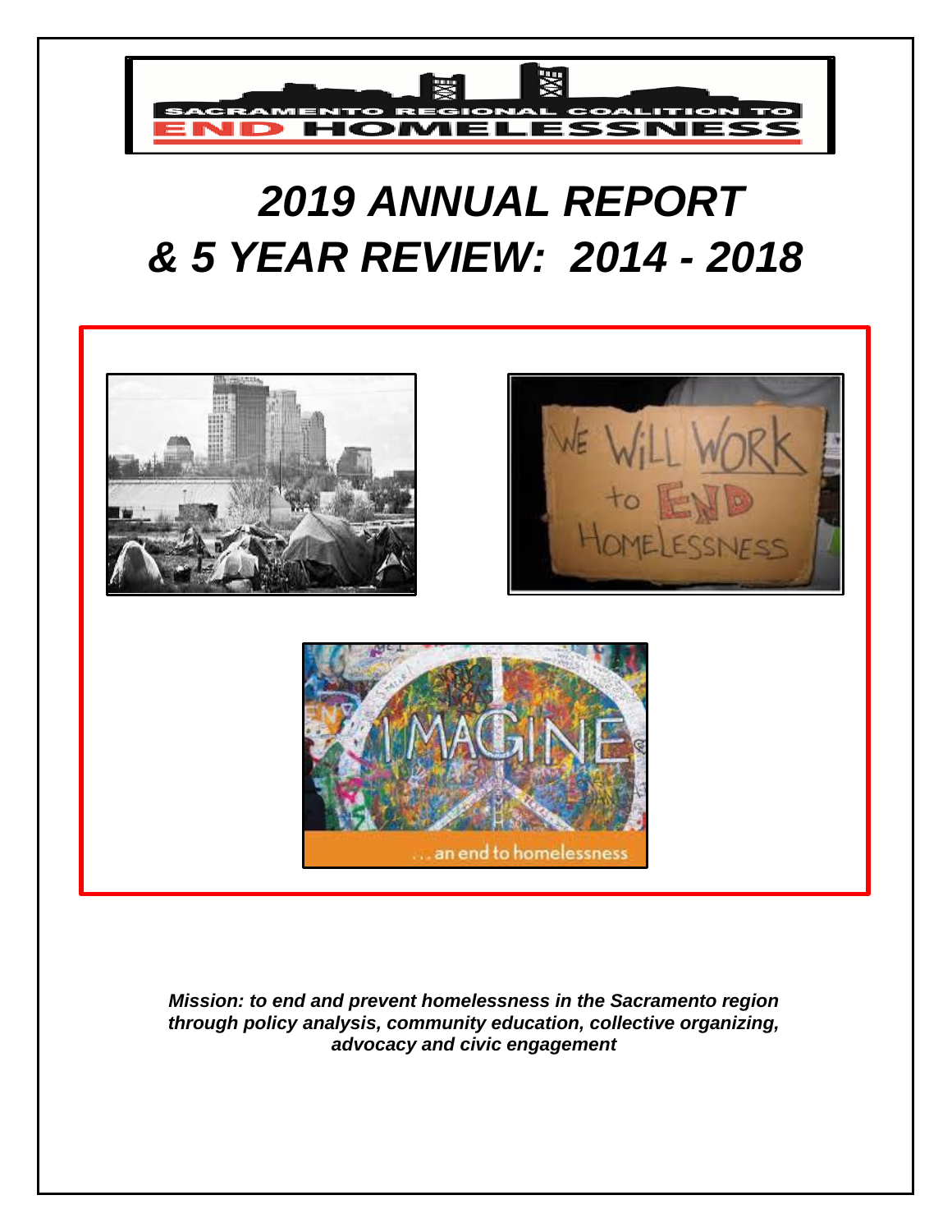SACRAMENTO REGIONAL COALITION TO END HOMELESSNESS

# *2019 ANNUAL REPORT & 5 YEAR REVIEW: 2014 - 2018*

***Mission: to end and prevent homelessness in the Sacramento region through policy analysis, community education, collective organizing, advocacy and civic engagement***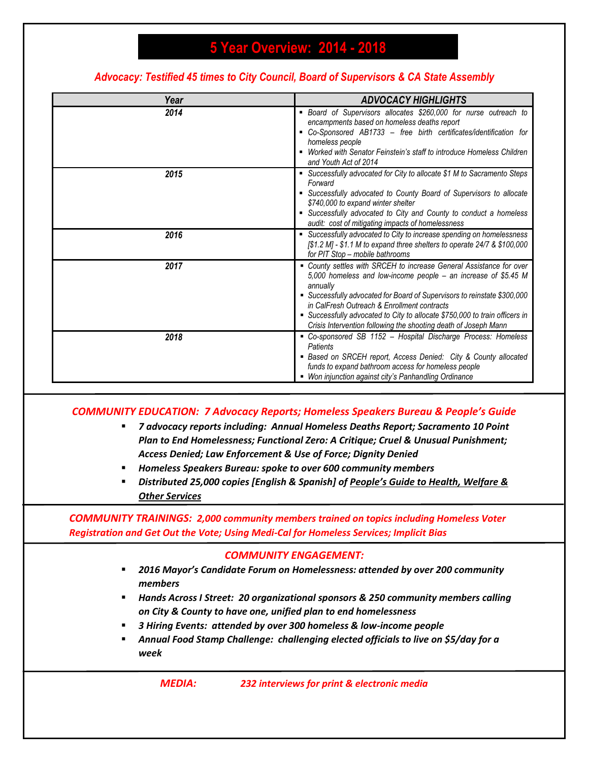# 5 Year Overview: 2014 - 2018

### *Advocacy: Testified 45 times to City Council, Board of Supervisors & CA State Assembly*

| *Year* | *ADVOCACY HIGHLIGHTS* |
|---|---|
| *2014* | ▪ *Board of Supervisors allocates $260,000 for nurse outreach to encampments based on homeless deaths report*<br>▪ *Co-Sponsored AB1733 – free birth certificates/identification for homeless people*<br>▪ *Worked with Senator Feinstein's staff to introduce Homeless Children and Youth Act of 2014* |
| *2015* | ▪ *Successfully advocated for City to allocate $1 M to Sacramento Steps Forward*<br>▪ *Successfully advocated to County Board of Supervisors to allocate $740,000 to expand winter shelter*<br>▪ *Successfully advocated to City and County to conduct a homeless audit: cost of mitigating impacts of homelessness* |
| *2016* | ▪ *Successfully advocated to City to increase spending on homelessness [$1.2 M] - $1.1 M to expand three shelters to operate 24/7 & $100,000 for PIT Stop – mobile bathrooms* |
| *2017* | ▪ *County settles with SRCEH to increase General Assistance for over 5,000 homeless and low-income people – an increase of $5.45 M annually*<br>▪ *Successfully advocated for Board of Supervisors to reinstate $300,000 in CalFresh Outreach & Enrollment contracts*<br>▪ *Successfully advocated to City to allocate $750,000 to train officers in Crisis Intervention following the shooting death of Joseph Mann* |
| *2018* | ▪ *Co-sponsored SB 1152 – Hospital Discharge Process: Homeless Patients*<br>▪ *Based on SRCEH report, Access Denied: City & County allocated funds to expand bathroom access for homeless people*<br>▪ *Won injunction against city's Panhandling Ordinance* |

### *COMMUNITY EDUCATION: 7 Advocacy Reports; Homeless Speakers Bureau & People's Guide*

- ***7 advocacy reports including: Annual Homeless Deaths Report; Sacramento 10 Point Plan to End Homelessness; Functional Zero: A Critique; Cruel & Unusual Punishment; Access Denied; Law Enforcement & Use of Force; Dignity Denied***
- ***Homeless Speakers Bureau: spoke to over 600 community members***
- ***Distributed 25,000 copies [English & Spanish] of <u>People's Guide to Health, Welfare & Other Services</u>***

### *COMMUNITY TRAININGS: 2,000 community members trained on topics including Homeless Voter Registration and Get Out the Vote; Using Medi-Cal for Homeless Services; Implicit Bias*

### *COMMUNITY ENGAGEMENT:*

- ***2016 Mayor's Candidate Forum on Homelessness: attended by over 200 community members***
- ***Hands Across I Street: 20 organizational sponsors & 250 community members calling on City & County to have one, unified plan to end homelessness***
- ***3 Hiring Events: attended by over 300 homeless & low-income people***
- ***Annual Food Stamp Challenge: challenging elected officials to live on $5/day for a week***

### *MEDIA: 232 interviews for print & electronic media*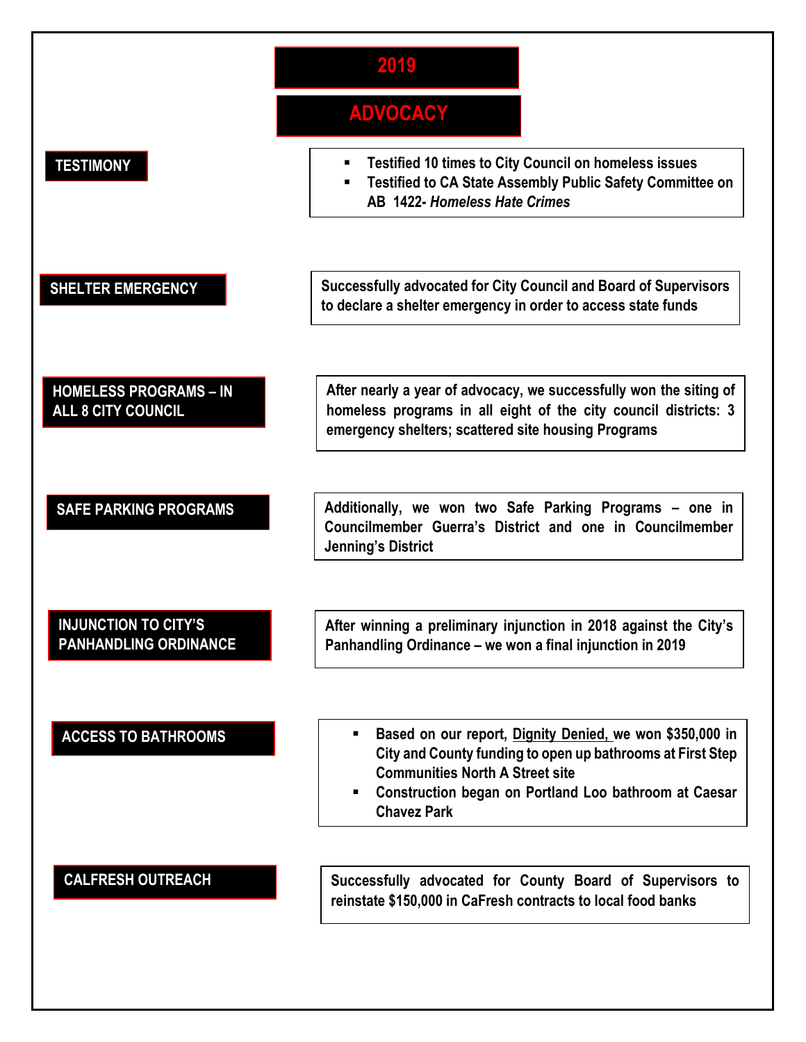# 2019

# ADVOCACY

### TESTIMONY

- Testified 10 times to City Council on homeless issues
- Testified to CA State Assembly Public Safety Committee on AB 1422- *Homeless Hate Crimes*

### SHELTER EMERGENCY

Successfully advocated for City Council and Board of Supervisors to declare a shelter emergency in order to access state funds

### HOMELESS PROGRAMS – IN ALL 8 CITY COUNCIL

After nearly a year of advocacy, we successfully won the siting of homeless programs in all eight of the city council districts: 3 emergency shelters; scattered site housing Programs

### SAFE PARKING PROGRAMS

Additionally, we won two Safe Parking Programs – one in Councilmember Guerra's District and one in Councilmember Jenning's District

### INJUNCTION TO CITY'S PANHANDLING ORDINANCE

After winning a preliminary injunction in 2018 against the City's Panhandling Ordinance – we won a final injunction in 2019

### ACCESS TO BATHROOMS

- Based on our report, Dignity Denied, we won $350,000 in City and County funding to open up bathrooms at First Step Communities North A Street site
- Construction began on Portland Loo bathroom at Caesar Chavez Park

### CALFRESH OUTREACH

Successfully advocated for County Board of Supervisors to reinstate $150,000 in CaFresh contracts to local food banks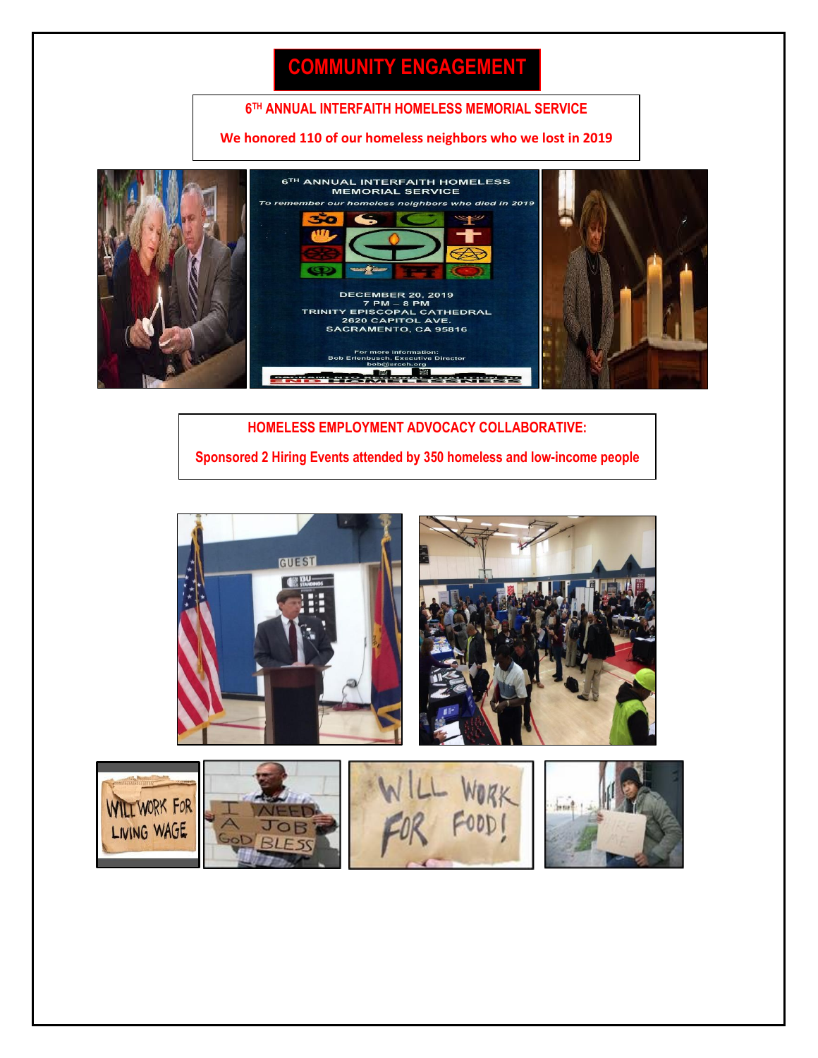# COMMUNITY ENGAGEMENT

**6[TH] ANNUAL INTERFAITH HOMELESS MEMORIAL SERVICE**

**We honored 110 of our homeless neighbors who we lost in 2019**

**HOMELESS EMPLOYMENT ADVOCACY COLLABORATIVE:**

**Sponsored 2 Hiring Events attended by 350 homeless and low-income people**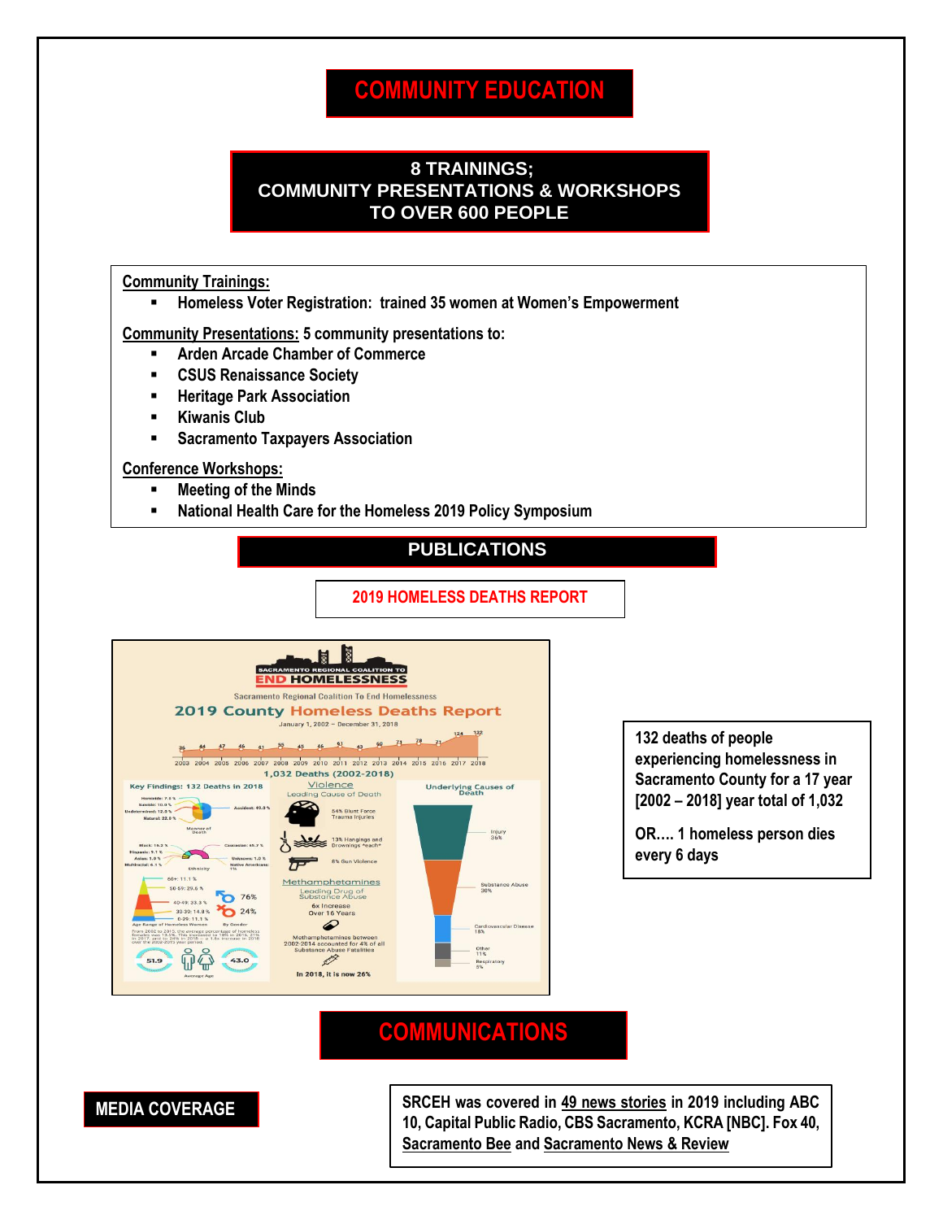# COMMUNITY EDUCATION

## 8 TRAININGS; COMMUNITY PRESENTATIONS & WORKSHOPS TO OVER 600 PEOPLE

**Community Trainings:**

- Homeless Voter Registration: trained 35 women at Women's Empowerment

**Community Presentations:** 5 community presentations to:

- Arden Arcade Chamber of Commerce
- CSUS Renaissance Society
- Heritage Park Association
- Kiwanis Club
- Sacramento Taxpayers Association

**Conference Workshops:**

- Meeting of the Minds
- National Health Care for the Homeless 2019 Policy Symposium

## PUBLICATIONS

### 2019 HOMELESS DEATHS REPORT

132 deaths of people experiencing homelessness in Sacramento County for a 17 year [2002 – 2018] year total of 1,032

OR…. 1 homeless person dies every 6 days

# COMMUNICATIONS

**MEDIA COVERAGE**

SRCEH was covered in 49 news stories in 2019 including ABC 10, Capital Public Radio, CBS Sacramento, KCRA [NBC]. Fox 40, Sacramento Bee and Sacramento News & Review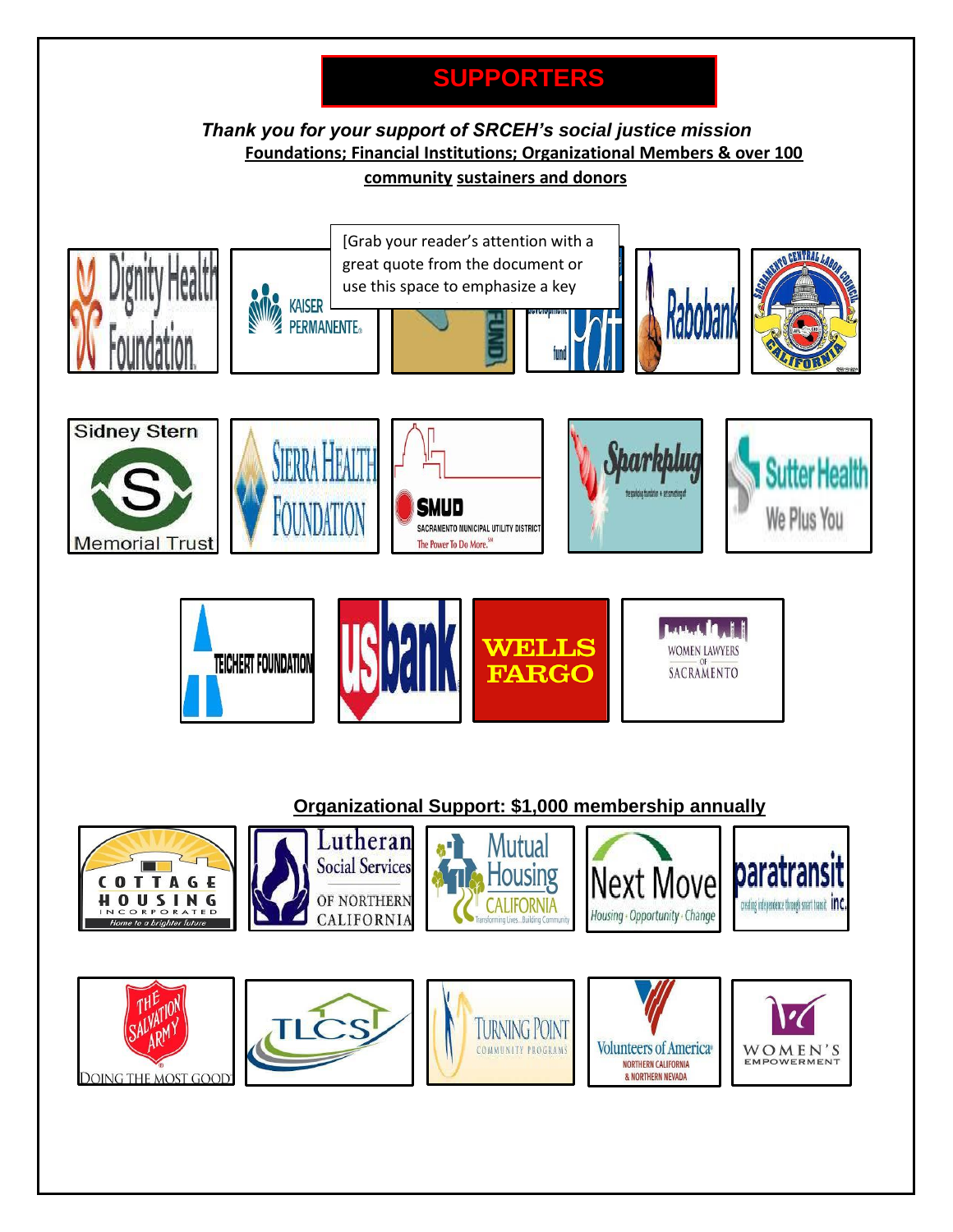# SUPPORTERS

***Thank you for your support of SRCEH's social justice mission***

**Foundations; Financial Institutions; Organizational Members & over 100 community sustainers and donors**

[Grab your reader's attention with a great quote from the document or use this space to emphasize a key

Dignity Health Foundation

KAISER PERMANENTE

Rabobank

Sacramento Central Labor Council California

Sidney Stern Memorial Trust

Sierra Health Foundation

SMUD Sacramento Municipal Utility District The Power To Do More.

Sparkplug

Sutter Health We Plus You

Teichert Foundation

us bank

WELLS FARGO

Women Lawyers of Sacramento

**Organizational Support: $1,000 membership annually**

Cottage Housing Incorporated Home to a brighter future

Lutheran Social Services of Northern California

Mutual Housing California Transforming Lives...Building Community

Next Move Housing · Opportunity · Change

paratransit inc.

The Salvation Army Doing the Most Good

TLCS

Turning Point Community Programs

Volunteers of America Northern California & Northern Nevada

Women's Empowerment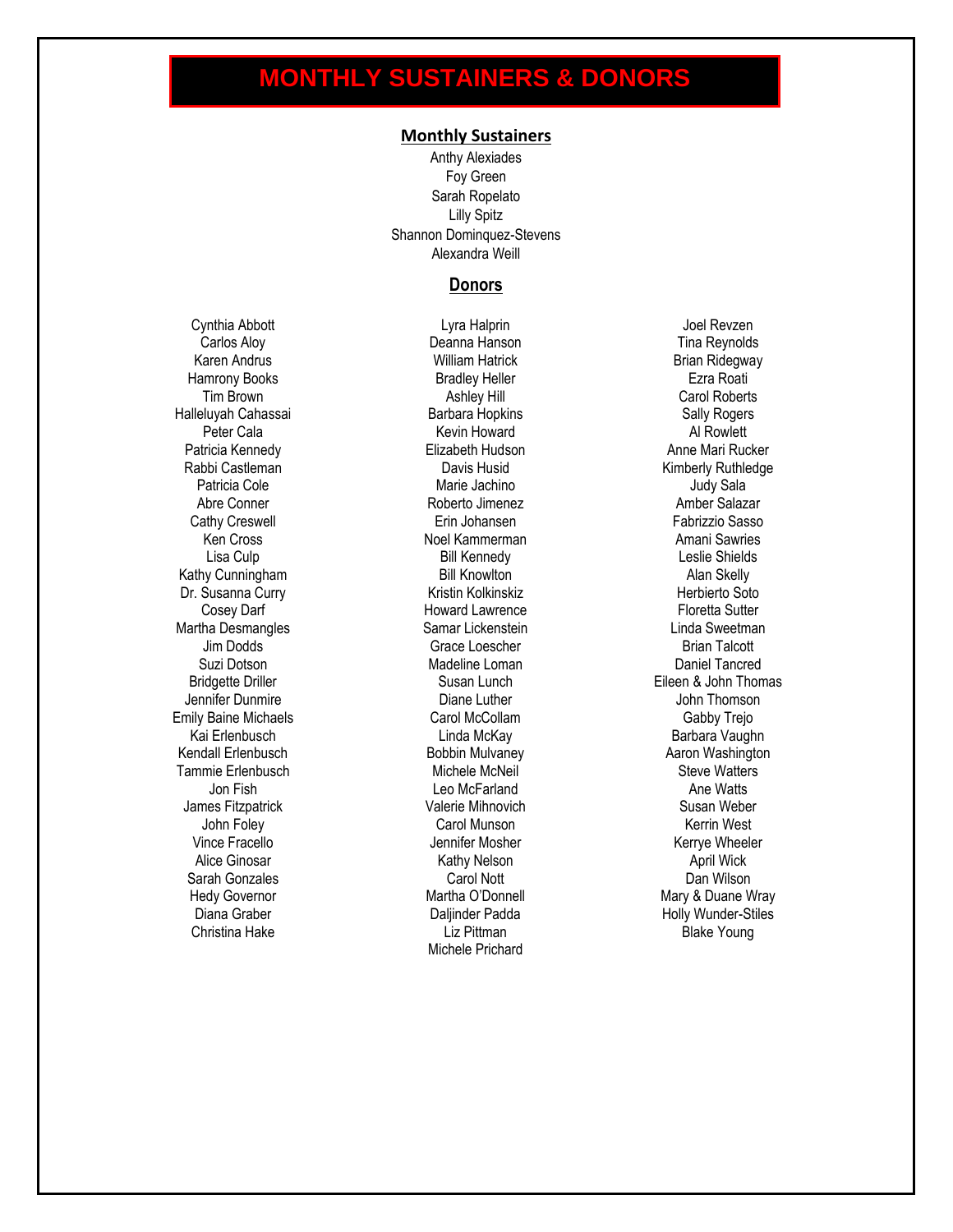# MONTHLY SUSTAINERS & DONORS

## Monthly Sustainers

Anthy Alexiades
Foy Green
Sarah Ropelato
Lilly Spitz
Shannon Dominquez-Stevens
Alexandra Weill

## Donors

Cynthia Abbott
Carlos Aloy
Karen Andrus
Hamrony Books
Tim Brown
Halleluyah Cahassai
Peter Cala
Patricia Kennedy
Rabbi Castleman
Patricia Cole
Abre Conner
Cathy Creswell
Ken Cross
Lisa Culp
Kathy Cunningham
Dr. Susanna Curry
Cosey Darf
Martha Desmangles
Jim Dodds
Suzi Dotson
Bridgette Driller
Jennifer Dunmire
Emily Baine Michaels
Kai Erlenbusch
Kendall Erlenbusch
Tammie Erlenbusch
Jon Fish
James Fitzpatrick
John Foley
Vince Fracello
Alice Ginosar
Sarah Gonzales
Hedy Governor
Diana Graber
Christina Hake

Lyra Halprin
Deanna Hanson
William Hatrick
Bradley Heller
Ashley Hill
Barbara Hopkins
Kevin Howard
Elizabeth Hudson
Davis Husid
Marie Jachino
Roberto Jimenez
Erin Johansen
Noel Kammerman
Bill Kennedy
Bill Knowlton
Kristin Kolkinskiz
Howard Lawrence
Samar Lickenstein
Grace Loescher
Madeline Loman
Susan Lunch
Diane Luther
Carol McCollam
Linda McKay
Bobbin Mulvaney
Michele McNeil
Leo McFarland
Valerie Mihnovich
Carol Munson
Jennifer Mosher
Kathy Nelson
Carol Nott
Martha O'Donnell
Daljinder Padda
Liz Pittman
Michele Prichard

Joel Revzen
Tina Reynolds
Brian Ridegway
Ezra Roati
Carol Roberts
Sally Rogers
Al Rowlett
Anne Mari Rucker
Kimberly Ruthledge
Judy Sala
Amber Salazar
Fabrizzio Sasso
Amani Sawries
Leslie Shields
Alan Skelly
Herbierto Soto
Floretta Sutter
Linda Sweetman
Brian Talcott
Daniel Tancred
Eileen & John Thomas
John Thomson
Gabby Trejo
Barbara Vaughn
Aaron Washington
Steve Watters
Ane Watts
Susan Weber
Kerrin West
Kerrye Wheeler
April Wick
Dan Wilson
Mary & Duane Wray
Holly Wunder-Stiles
Blake Young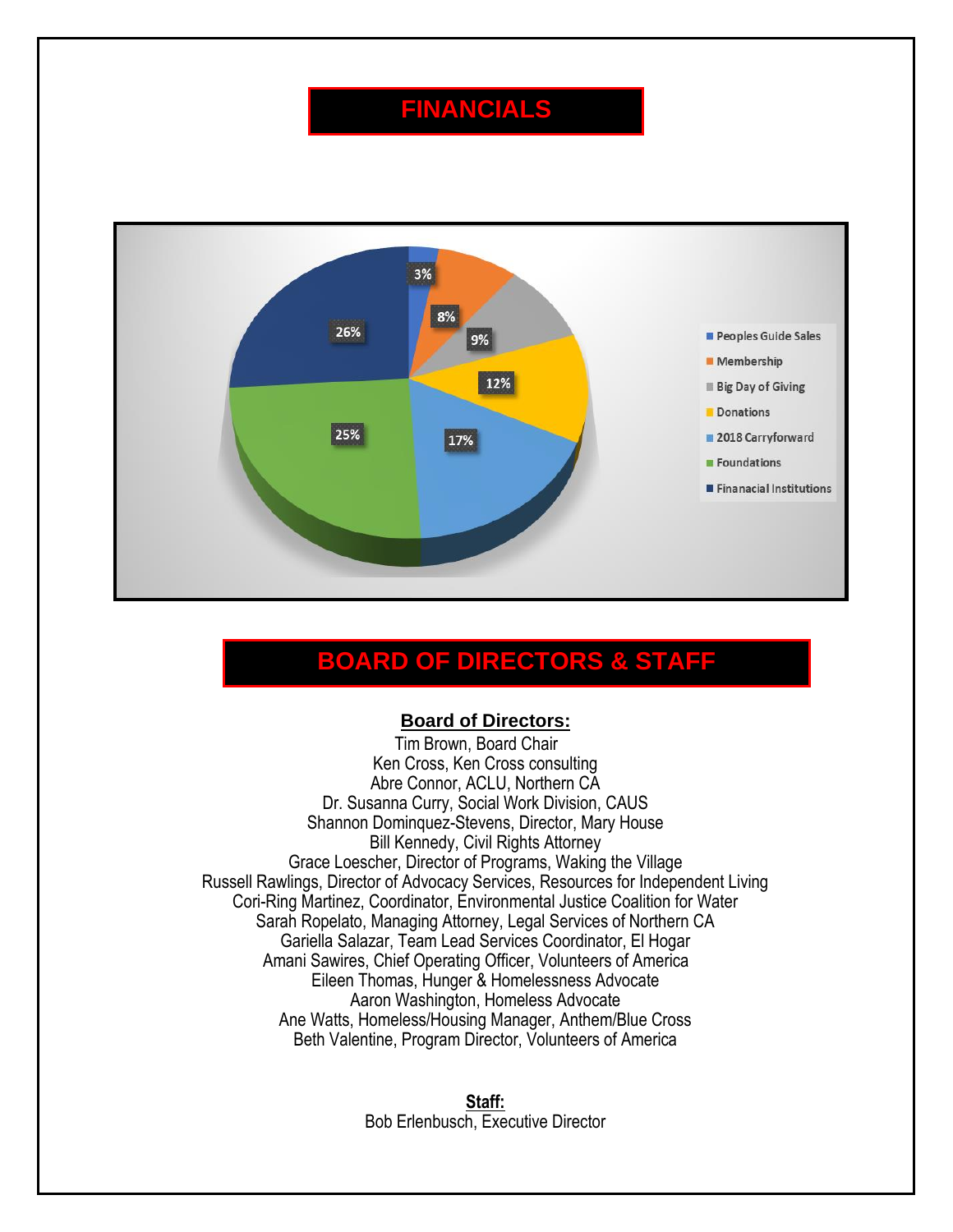# FINANCIALS

| Category | Percentage |
|---|---|
| Peoples Guide Sales | 3% |
| Membership | 8% |
| Big Day of Giving | 9% |
| Donations | 12% |
| 2018 Carryforward | 17% |
| Foundations | 25% |
| Finanacial Institutions | 26% |

# BOARD OF DIRECTORS & STAFF

**Board of Directors:**

Tim Brown, Board Chair
Ken Cross, Ken Cross consulting
Abre Connor, ACLU, Northern CA
Dr. Susanna Curry, Social Work Division, CAUS
Shannon Dominquez-Stevens, Director, Mary House
Bill Kennedy, Civil Rights Attorney
Grace Loescher, Director of Programs, Waking the Village
Russell Rawlings, Director of Advocacy Services, Resources for Independent Living
Cori-Ring Martinez, Coordinator, Environmental Justice Coalition for Water
Sarah Ropelato, Managing Attorney, Legal Services of Northern CA
Gariella Salazar, Team Lead Services Coordinator, El Hogar
Amani Sawires, Chief Operating Officer, Volunteers of America
Eileen Thomas, Hunger & Homelessness Advocate
Aaron Washington, Homeless Advocate
Ane Watts, Homeless/Housing Manager, Anthem/Blue Cross
Beth Valentine, Program Director, Volunteers of America

**Staff:**

Bob Erlenbusch, Executive Director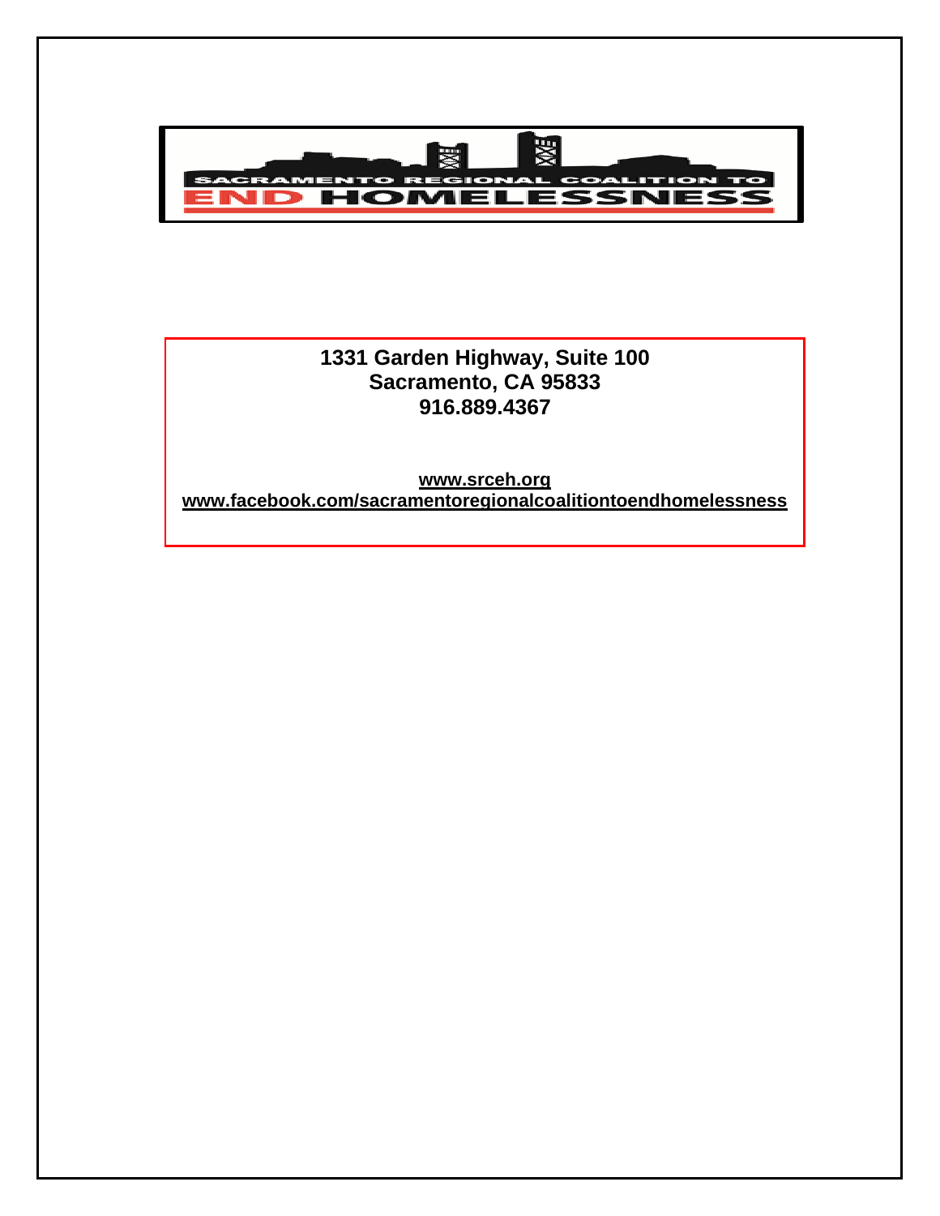SACRAMENTO REGIONAL COALITION TO

END HOMELESSNESS

**1331 Garden Highway, Suite 100**
**Sacramento, CA 95833**
**916.889.4367**

**www.srceh.org**
**www.facebook.com/sacramentoregionalcoalitiontoendhomelessness**